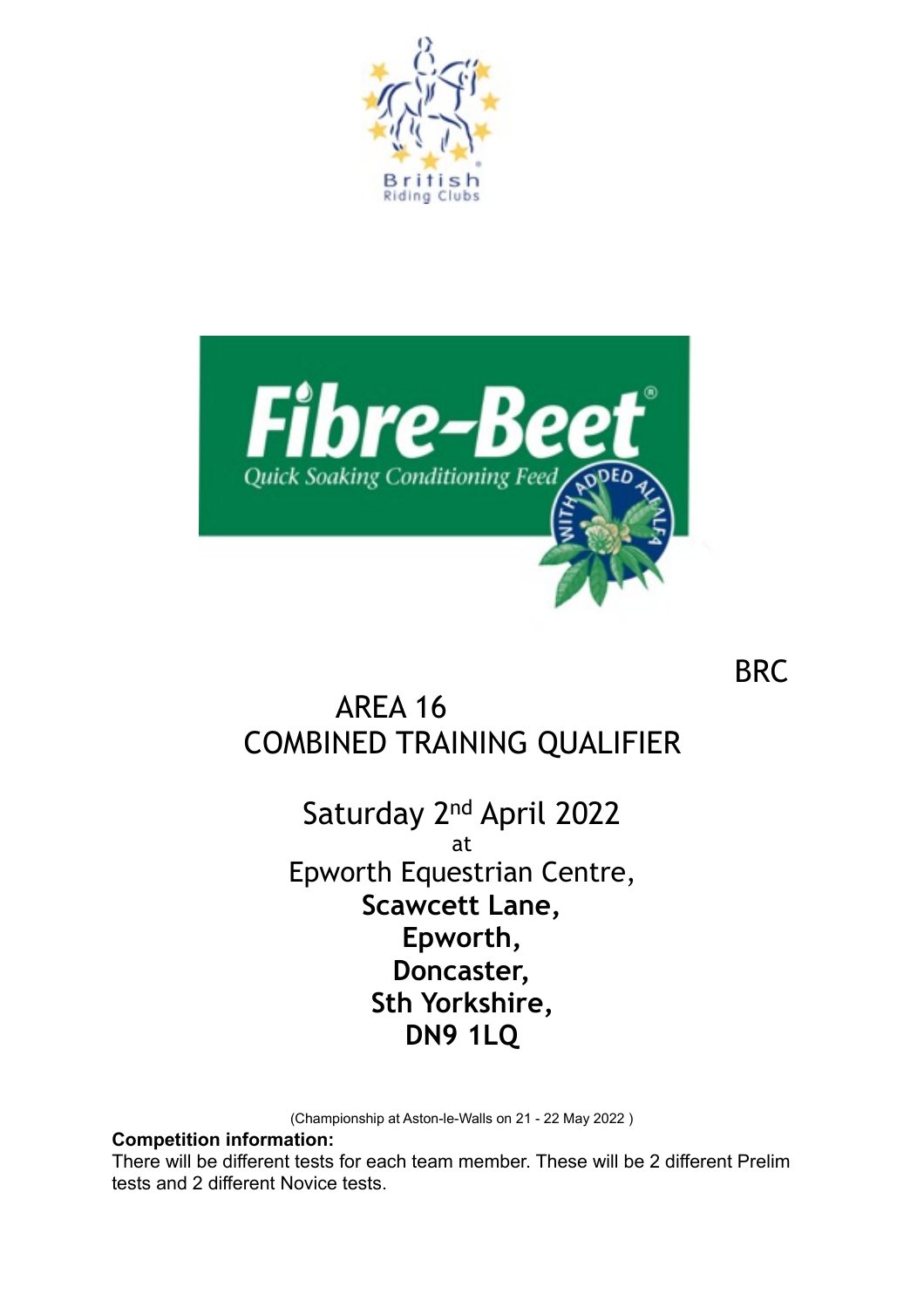BRC

# AREA 16
# COMBINED TRAINING QUALIFIER

## Saturday 2nd April 2022

at

Epworth Equestrian Centre,
**Scawcett Lane,**
**Epworth,**
**Doncaster,**
**Sth Yorkshire,**
**DN9 1LQ**

(Championship at Aston-le-Walls on 21 - 22 May 2022 )

**Competition information:**

There will be different tests for each team member. These will be 2 different Prelim tests and 2 different Novice tests.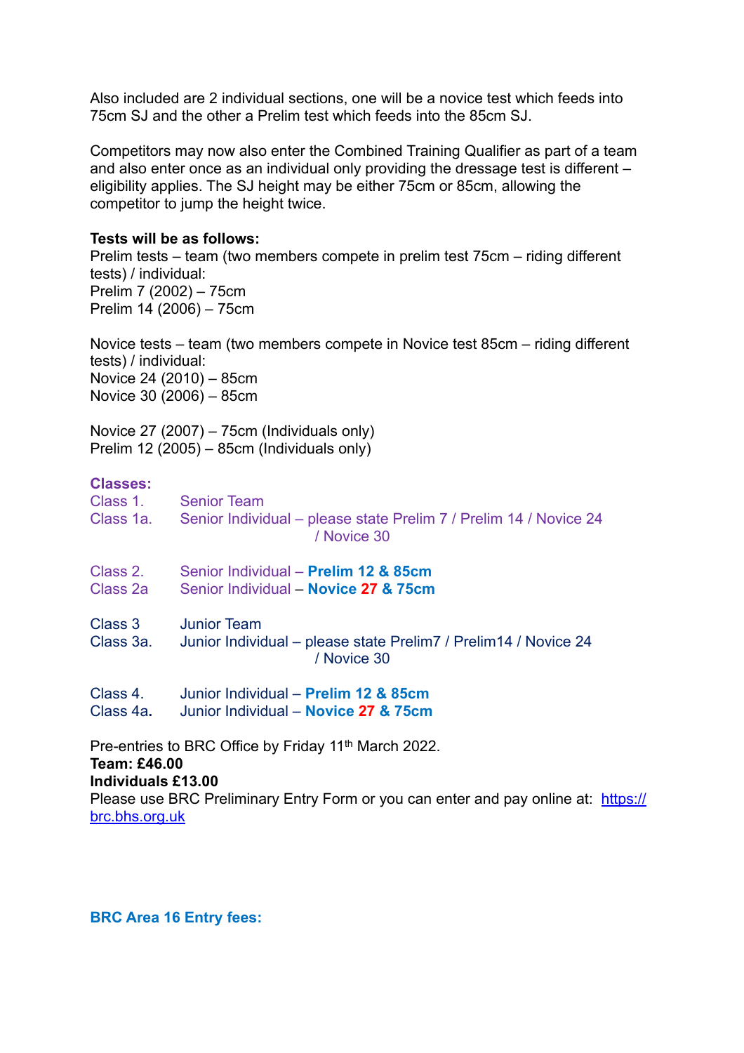Also included are 2 individual sections, one will be a novice test which feeds into 75cm SJ and the other a Prelim test which feeds into the 85cm SJ.

Competitors may now also enter the Combined Training Qualifier as part of a team and also enter once as an individual only providing the dressage test is different – eligibility applies. The SJ height may be either 75cm or 85cm, allowing the competitor to jump the height twice.

**Tests will be as follows:**
Prelim tests – team (two members compete in prelim test 75cm – riding different tests) / individual:
Prelim 7 (2002) – 75cm
Prelim 14 (2006) – 75cm

Novice tests – team (two members compete in Novice test 85cm – riding different tests) / individual:
Novice 24 (2010) – 85cm
Novice 30 (2006) – 85cm

Novice 27 (2007) – 75cm (Individuals only)
Prelim 12 (2005) – 85cm (Individuals only)

**Classes:**

Class 1. Senior Team
Class 1a. Senior Individual – please state Prelim 7 / Prelim 14 / Novice 24 / Novice 30

Class 2. Senior Individual – **Prelim 12 & 85cm**
Class 2a Senior Individual – **Novice 27 & 75cm**

Class 3 Junior Team
Class 3a. Junior Individual – please state Prelim7 / Prelim14 / Novice 24 / Novice 30

Class 4. Junior Individual – **Prelim 12 & 85cm**
Class 4a. Junior Individual – **Novice 27 & 75cm**

Pre-entries to BRC Office by Friday 11th March 2022.
**Team: £46.00**
**Individuals £13.00**
Please use BRC Preliminary Entry Form or you can enter and pay online at: https://brc.bhs.org.uk

**BRC Area 16 Entry fees:**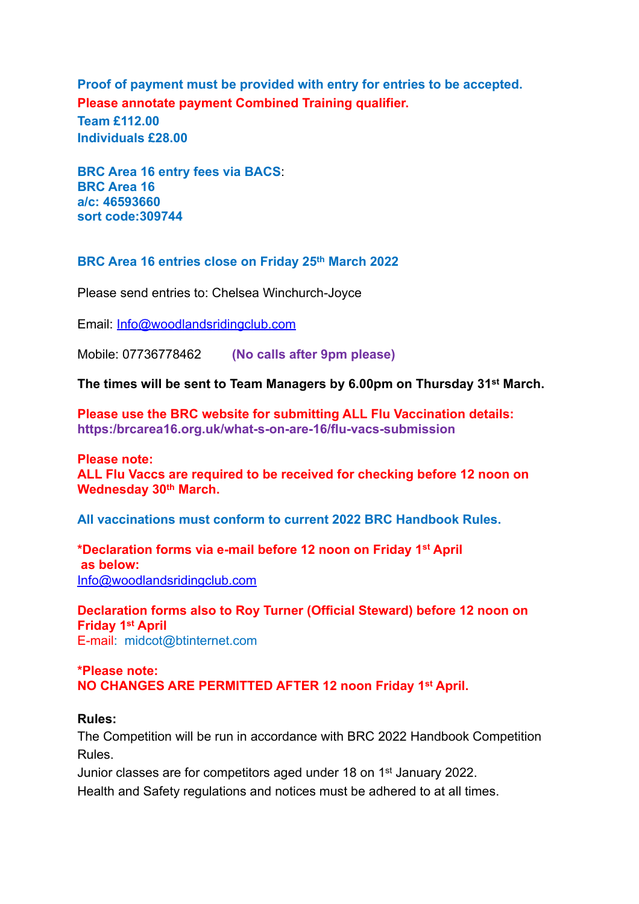**Proof of payment must be provided with entry for entries to be accepted.**
**Please annotate payment Combined Training qualifier.**
**Team £112.00**
**Individuals £28.00**

**BRC Area 16 entry fees via BACS**:
**BRC Area 16**
**a/c: 46593660**
**sort code:309744**

**BRC Area 16 entries close on Friday 25th March 2022**

Please send entries to: Chelsea Winchurch-Joyce

Email: Info@woodlandsridingclub.com

Mobile: 07736778462 **(No calls after 9pm please)**

**The times will be sent to Team Managers by 6.00pm on Thursday 31st March.**

**Please use the BRC website for submitting ALL Flu Vaccination details:**
**https:/brcarea16.org.uk/what-s-on-are-16/flu-vacs-submission**

**Please note:**
**ALL Flu Vaccs are required to be received for checking before 12 noon on Wednesday 30th March.**

**All vaccinations must conform to current 2022 BRC Handbook Rules.**

***Declaration forms via e-mail before 12 noon on Friday 1st April as below:**
Info@woodlandsridingclub.com

**Declaration forms also to Roy Turner (Official Steward) before 12 noon on Friday 1st April**
E-mail: midcot@btinternet.com

***Please note:**
**NO CHANGES ARE PERMITTED AFTER 12 noon Friday 1st April.**

**Rules:**
The Competition will be run in accordance with BRC 2022 Handbook Competition Rules.
Junior classes are for competitors aged under 18 on 1st January 2022.
Health and Safety regulations and notices must be adhered to at all times.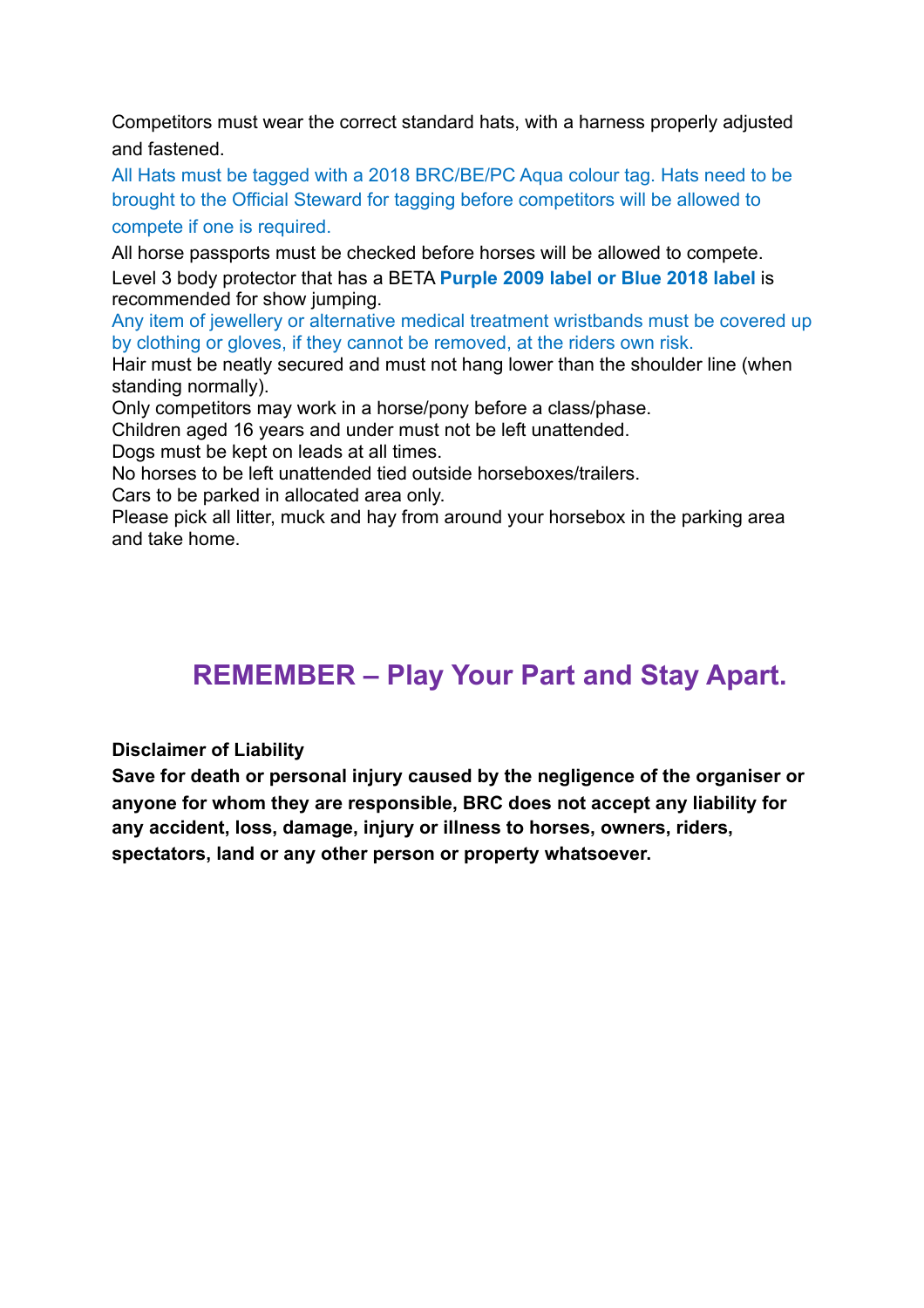Competitors must wear the correct standard hats, with a harness properly adjusted and fastened.

All Hats must be tagged with a 2018 BRC/BE/PC Aqua colour tag. Hats need to be brought to the Official Steward for tagging before competitors will be allowed to compete if one is required.

All horse passports must be checked before horses will be allowed to compete.

Level 3 body protector that has a BETA **Purple 2009 label or Blue 2018 label** is recommended for show jumping.

Any item of jewellery or alternative medical treatment wristbands must be covered up by clothing or gloves, if they cannot be removed, at the riders own risk.

Hair must be neatly secured and must not hang lower than the shoulder line (when standing normally).

Only competitors may work in a horse/pony before a class/phase.

Children aged 16 years and under must not be left unattended.

Dogs must be kept on leads at all times.

No horses to be left unattended tied outside horseboxes/trailers.

Cars to be parked in allocated area only.

Please pick all litter, muck and hay from around your horsebox in the parking area and take home.

## REMEMBER – Play Your Part and Stay Apart.

**Disclaimer of Liability**

**Save for death or personal injury caused by the negligence of the organiser or anyone for whom they are responsible, BRC does not accept any liability for any accident, loss, damage, injury or illness to horses, owners, riders, spectators, land or any other person or property whatsoever.**